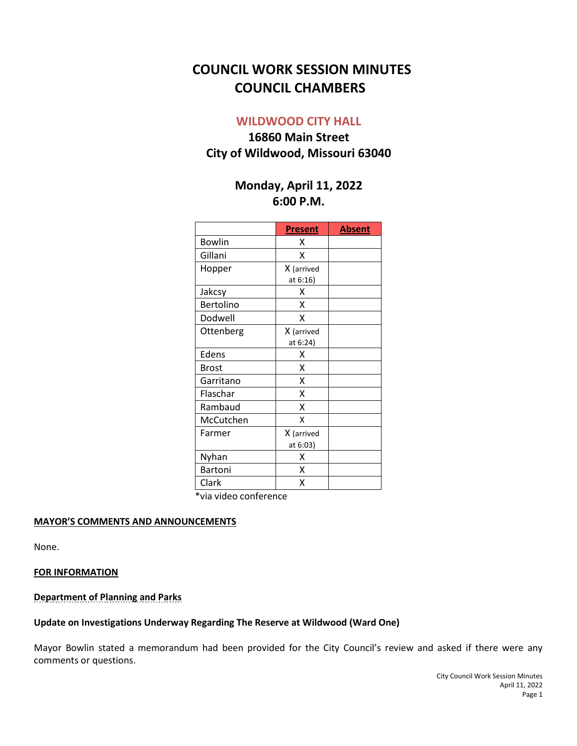# COUNCIL WORK SESSION MINUTES
# COUNCIL CHAMBERS

## WILDWOOD CITY HALL

## 16860 Main Street
## City of Wildwood, Missouri 63040

## Monday, April 11, 2022
## 6:00 P.M.

| | Present | Absent |
|---|---|---|
| Bowlin | X | |
| Gillani | X | |
| Hopper | X (arrived at 6:16) | |
| Jakcsy | X | |
| Bertolino | X | |
| Dodwell | X | |
| Ottenberg | X (arrived at 6:24) | |
| Edens | X | |
| Brost | X | |
| Garritano | X | |
| Flaschar | X | |
| Rambaud | X | |
| McCutchen | X | |
| Farmer | X (arrived at 6:03) | |
| Nyhan | X | |
| Bartoni | X | |
| Clark | X | |

*via video conference

**MAYOR'S COMMENTS AND ANNOUNCEMENTS**

None.

**FOR INFORMATION**

**Department of Planning and Parks**

**Update on Investigations Underway Regarding The Reserve at Wildwood (Ward One)**

Mayor Bowlin stated a memorandum had been provided for the City Council's review and asked if there were any comments or questions.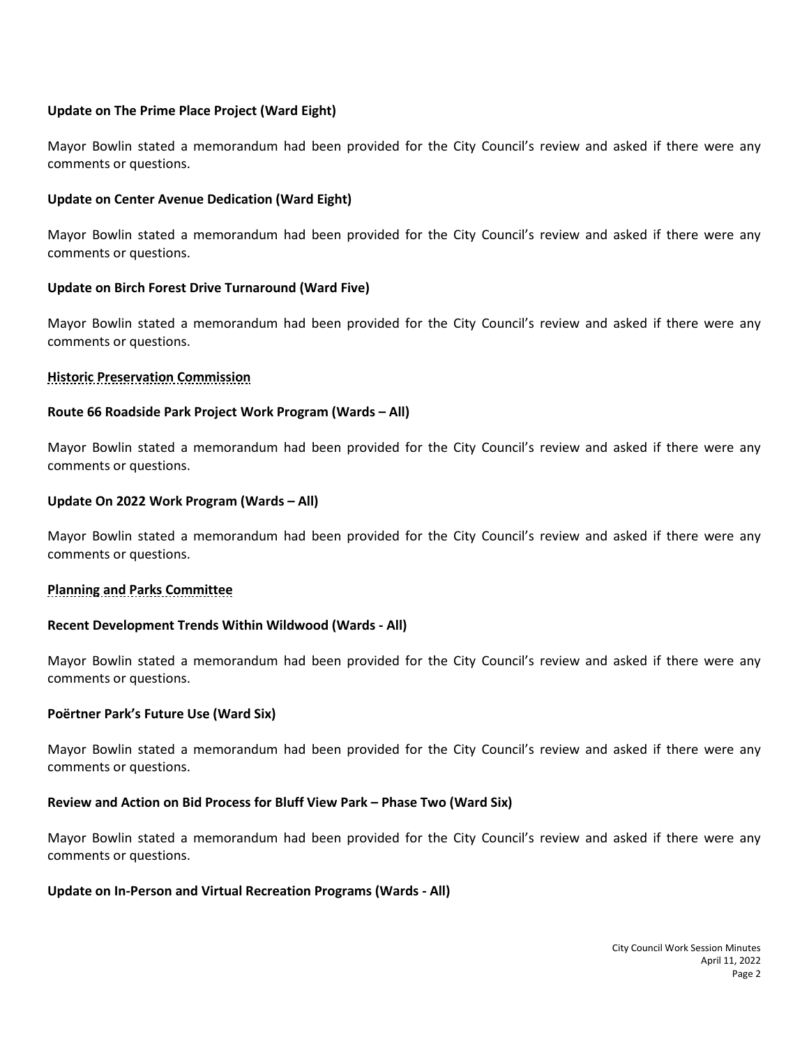**Update on The Prime Place Project (Ward Eight)**

Mayor Bowlin stated a memorandum had been provided for the City Council's review and asked if there were any comments or questions.

**Update on Center Avenue Dedication (Ward Eight)**

Mayor Bowlin stated a memorandum had been provided for the City Council's review and asked if there were any comments or questions.

**Update on Birch Forest Drive Turnaround (Ward Five)**

Mayor Bowlin stated a memorandum had been provided for the City Council's review and asked if there were any comments or questions.

**Historic Preservation Commission**

**Route 66 Roadside Park Project Work Program (Wards – All)**

Mayor Bowlin stated a memorandum had been provided for the City Council's review and asked if there were any comments or questions.

**Update On 2022 Work Program (Wards – All)**

Mayor Bowlin stated a memorandum had been provided for the City Council's review and asked if there were any comments or questions.

**Planning and Parks Committee**

**Recent Development Trends Within Wildwood (Wards - All)**

Mayor Bowlin stated a memorandum had been provided for the City Council's review and asked if there were any comments or questions.

**Poërtner Park's Future Use (Ward Six)**

Mayor Bowlin stated a memorandum had been provided for the City Council's review and asked if there were any comments or questions.

**Review and Action on Bid Process for Bluff View Park – Phase Two (Ward Six)**

Mayor Bowlin stated a memorandum had been provided for the City Council's review and asked if there were any comments or questions.

**Update on In-Person and Virtual Recreation Programs (Wards - All)**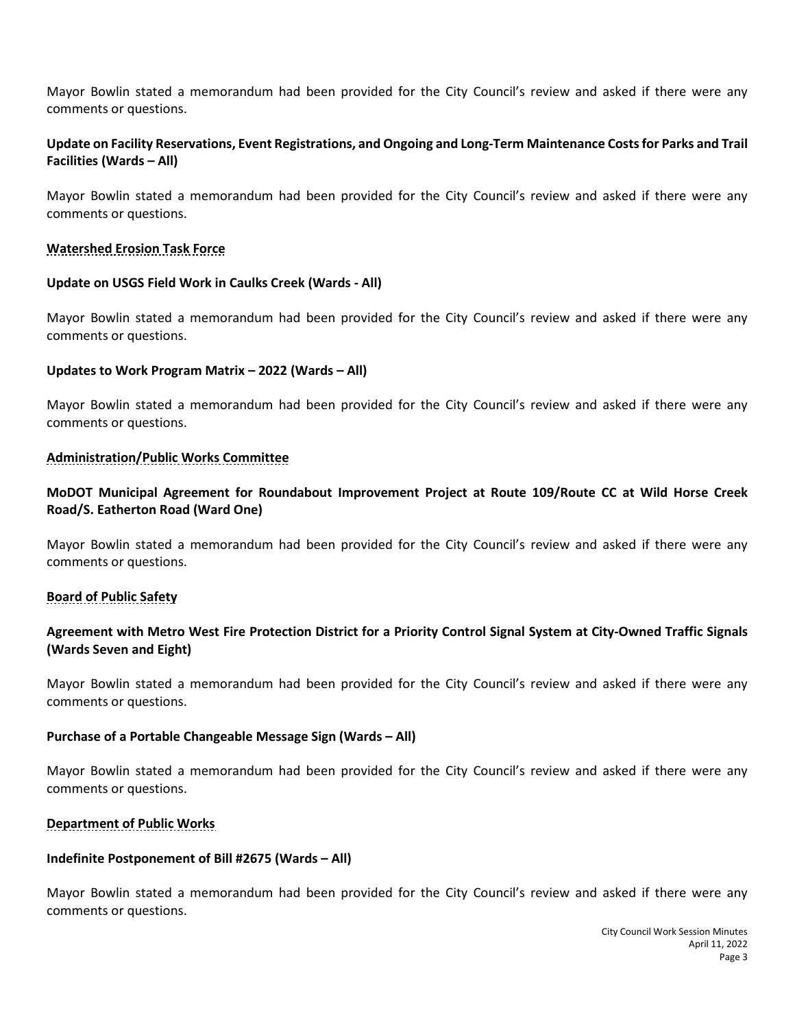Mayor Bowlin stated a memorandum had been provided for the City Council's review and asked if there were any comments or questions.

**Update on Facility Reservations, Event Registrations, and Ongoing and Long-Term Maintenance Costs for Parks and Trail Facilities (Wards – All)**

Mayor Bowlin stated a memorandum had been provided for the City Council's review and asked if there were any comments or questions.

**Watershed Erosion Task Force**

**Update on USGS Field Work in Caulks Creek (Wards - All)**

Mayor Bowlin stated a memorandum had been provided for the City Council's review and asked if there were any comments or questions.

**Updates to Work Program Matrix – 2022 (Wards – All)**

Mayor Bowlin stated a memorandum had been provided for the City Council's review and asked if there were any comments or questions.

**Administration/Public Works Committee**

**MoDOT Municipal Agreement for Roundabout Improvement Project at Route 109/Route CC at Wild Horse Creek Road/S. Eatherton Road (Ward One)**

Mayor Bowlin stated a memorandum had been provided for the City Council's review and asked if there were any comments or questions.

**Board of Public Safety**

**Agreement with Metro West Fire Protection District for a Priority Control Signal System at City-Owned Traffic Signals (Wards Seven and Eight)**

Mayor Bowlin stated a memorandum had been provided for the City Council's review and asked if there were any comments or questions.

**Purchase of a Portable Changeable Message Sign (Wards – All)**

Mayor Bowlin stated a memorandum had been provided for the City Council's review and asked if there were any comments or questions.

**Department of Public Works**

**Indefinite Postponement of Bill #2675 (Wards – All)**

Mayor Bowlin stated a memorandum had been provided for the City Council's review and asked if there were any comments or questions.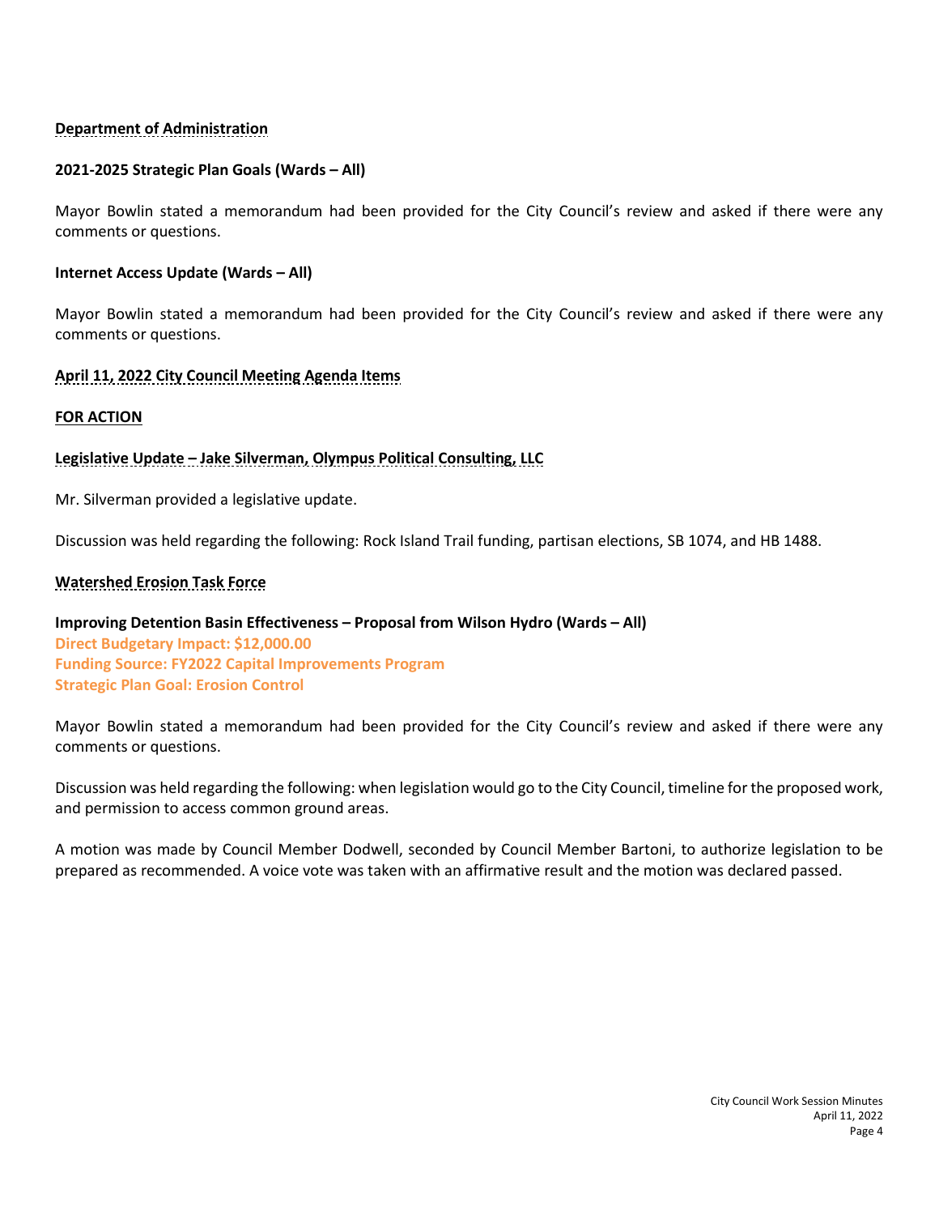**Department of Administration**

**2021-2025 Strategic Plan Goals (Wards – All)**

Mayor Bowlin stated a memorandum had been provided for the City Council's review and asked if there were any comments or questions.

**Internet Access Update (Wards – All)**

Mayor Bowlin stated a memorandum had been provided for the City Council's review and asked if there were any comments or questions.

**April 11, 2022 City Council Meeting Agenda Items**

**FOR ACTION**

**Legislative Update – Jake Silverman, Olympus Political Consulting, LLC**

Mr. Silverman provided a legislative update.

Discussion was held regarding the following: Rock Island Trail funding, partisan elections, SB 1074, and HB 1488.

**Watershed Erosion Task Force**

**Improving Detention Basin Effectiveness – Proposal from Wilson Hydro (Wards – All)**
**Direct Budgetary Impact: $12,000.00**
**Funding Source: FY2022 Capital Improvements Program**
**Strategic Plan Goal: Erosion Control**

Mayor Bowlin stated a memorandum had been provided for the City Council's review and asked if there were any comments or questions.

Discussion was held regarding the following: when legislation would go to the City Council, timeline for the proposed work, and permission to access common ground areas.

A motion was made by Council Member Dodwell, seconded by Council Member Bartoni, to authorize legislation to be prepared as recommended. A voice vote was taken with an affirmative result and the motion was declared passed.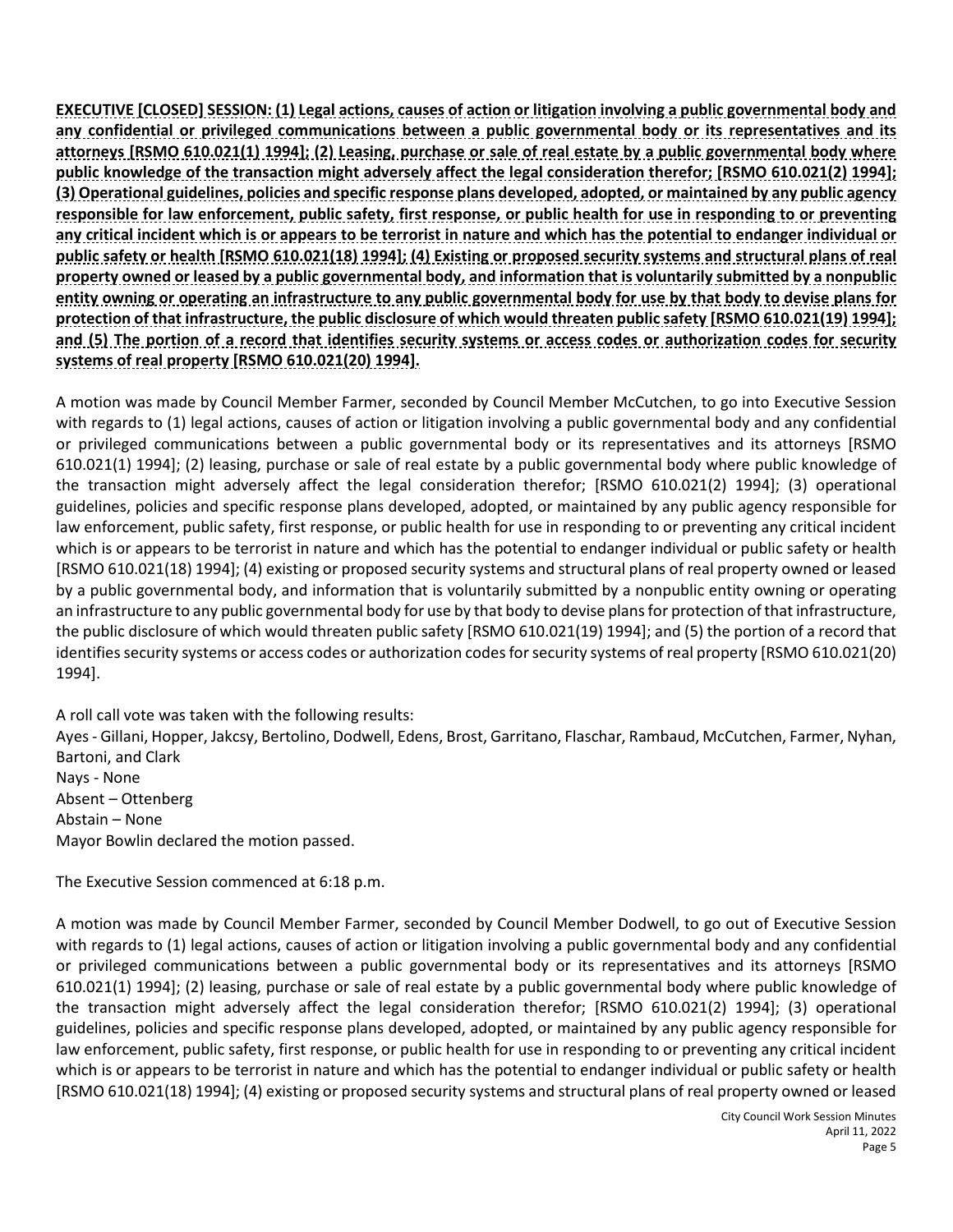**EXECUTIVE [CLOSED] SESSION: (1) Legal actions, causes of action or litigation involving a public governmental body and any confidential or privileged communications between a public governmental body or its representatives and its attorneys [RSMO 610.021(1) 1994]; (2) Leasing, purchase or sale of real estate by a public governmental body where public knowledge of the transaction might adversely affect the legal consideration therefor; [RSMO 610.021(2) 1994]; (3) Operational guidelines, policies and specific response plans developed, adopted, or maintained by any public agency responsible for law enforcement, public safety, first response, or public health for use in responding to or preventing any critical incident which is or appears to be terrorist in nature and which has the potential to endanger individual or public safety or health [RSMO 610.021(18) 1994]; (4) Existing or proposed security systems and structural plans of real property owned or leased by a public governmental body, and information that is voluntarily submitted by a nonpublic entity owning or operating an infrastructure to any public governmental body for use by that body to devise plans for protection of that infrastructure, the public disclosure of which would threaten public safety [RSMO 610.021(19) 1994]; and (5) The portion of a record that identifies security systems or access codes or authorization codes for security systems of real property [RSMO 610.021(20) 1994].**

A motion was made by Council Member Farmer, seconded by Council Member McCutchen, to go into Executive Session with regards to (1) legal actions, causes of action or litigation involving a public governmental body and any confidential or privileged communications between a public governmental body or its representatives and its attorneys [RSMO 610.021(1) 1994]; (2) leasing, purchase or sale of real estate by a public governmental body where public knowledge of the transaction might adversely affect the legal consideration therefor; [RSMO 610.021(2) 1994]; (3) operational guidelines, policies and specific response plans developed, adopted, or maintained by any public agency responsible for law enforcement, public safety, first response, or public health for use in responding to or preventing any critical incident which is or appears to be terrorist in nature and which has the potential to endanger individual or public safety or health [RSMO 610.021(18) 1994]; (4) existing or proposed security systems and structural plans of real property owned or leased by a public governmental body, and information that is voluntarily submitted by a nonpublic entity owning or operating an infrastructure to any public governmental body for use by that body to devise plans for protection of that infrastructure, the public disclosure of which would threaten public safety [RSMO 610.021(19) 1994]; and (5) the portion of a record that identifies security systems or access codes or authorization codes for security systems of real property [RSMO 610.021(20) 1994].

A roll call vote was taken with the following results:
Ayes - Gillani, Hopper, Jakcsy, Bertolino, Dodwell, Edens, Brost, Garritano, Flaschar, Rambaud, McCutchen, Farmer, Nyhan, Bartoni, and Clark
Nays - None
Absent – Ottenberg
Abstain – None
Mayor Bowlin declared the motion passed.

The Executive Session commenced at 6:18 p.m.

A motion was made by Council Member Farmer, seconded by Council Member Dodwell, to go out of Executive Session with regards to (1) legal actions, causes of action or litigation involving a public governmental body and any confidential or privileged communications between a public governmental body or its representatives and its attorneys [RSMO 610.021(1) 1994]; (2) leasing, purchase or sale of real estate by a public governmental body where public knowledge of the transaction might adversely affect the legal consideration therefor; [RSMO 610.021(2) 1994]; (3) operational guidelines, policies and specific response plans developed, adopted, or maintained by any public agency responsible for law enforcement, public safety, first response, or public health for use in responding to or preventing any critical incident which is or appears to be terrorist in nature and which has the potential to endanger individual or public safety or health [RSMO 610.021(18) 1994]; (4) existing or proposed security systems and structural plans of real property owned or leased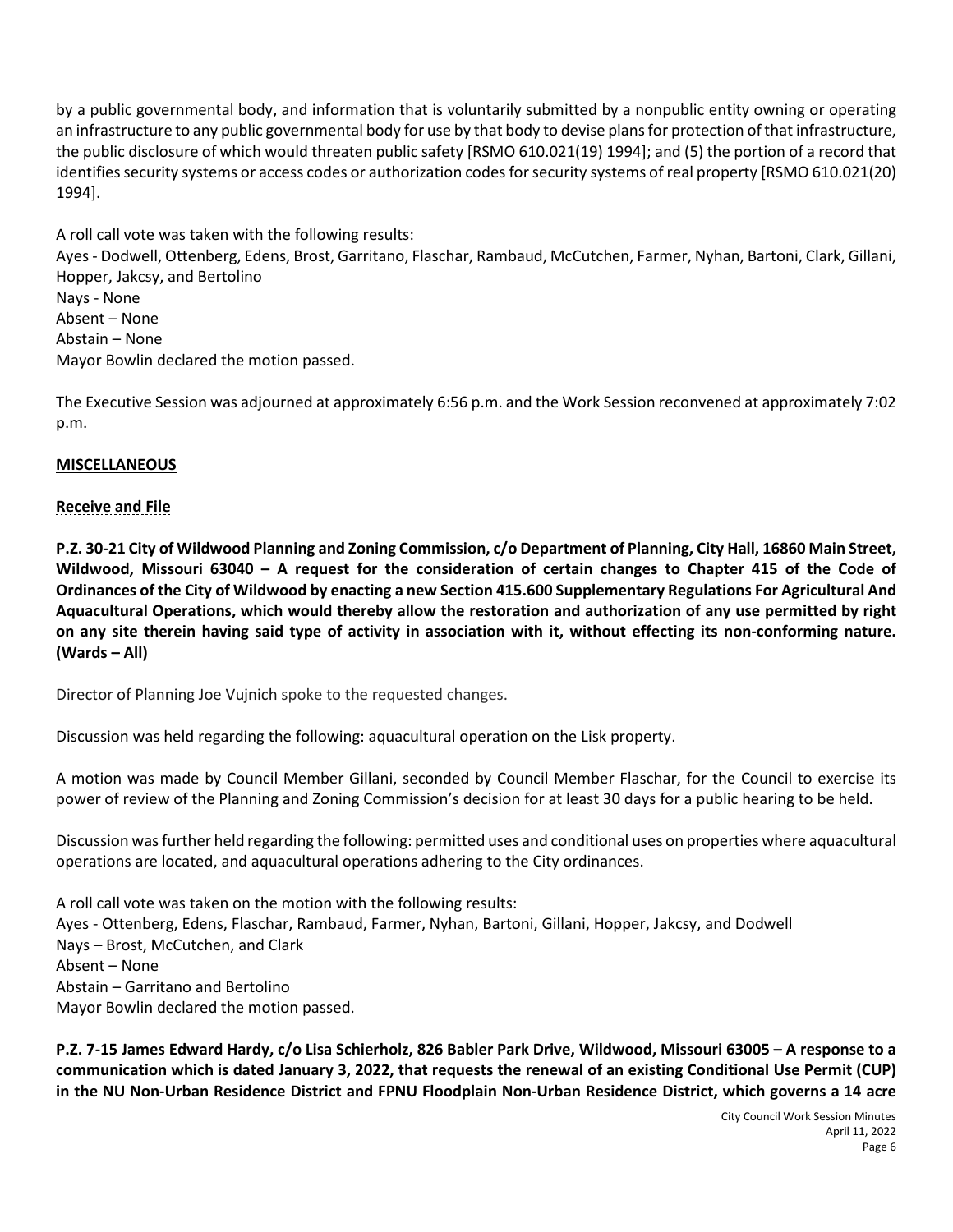by a public governmental body, and information that is voluntarily submitted by a nonpublic entity owning or operating an infrastructure to any public governmental body for use by that body to devise plans for protection of that infrastructure, the public disclosure of which would threaten public safety [RSMO 610.021(19) 1994]; and (5) the portion of a record that identifies security systems or access codes or authorization codes for security systems of real property [RSMO 610.021(20) 1994].

A roll call vote was taken with the following results:
Ayes - Dodwell, Ottenberg, Edens, Brost, Garritano, Flaschar, Rambaud, McCutchen, Farmer, Nyhan, Bartoni, Clark, Gillani, Hopper, Jakcsy, and Bertolino
Nays - None
Absent – None
Abstain – None
Mayor Bowlin declared the motion passed.

The Executive Session was adjourned at approximately 6:56 p.m. and the Work Session reconvened at approximately 7:02 p.m.

**MISCELLANEOUS**

**Receive and File**

**P.Z. 30-21 City of Wildwood Planning and Zoning Commission, c/o Department of Planning, City Hall, 16860 Main Street, Wildwood, Missouri 63040 – A request for the consideration of certain changes to Chapter 415 of the Code of Ordinances of the City of Wildwood by enacting a new Section 415.600 Supplementary Regulations For Agricultural And Aquacultural Operations, which would thereby allow the restoration and authorization of any use permitted by right on any site therein having said type of activity in association with it, without effecting its non-conforming nature. (Wards – All)**

Director of Planning Joe Vujnich spoke to the requested changes.

Discussion was held regarding the following: aquacultural operation on the Lisk property.

A motion was made by Council Member Gillani, seconded by Council Member Flaschar, for the Council to exercise its power of review of the Planning and Zoning Commission's decision for at least 30 days for a public hearing to be held.

Discussion was further held regarding the following: permitted uses and conditional uses on properties where aquacultural operations are located, and aquacultural operations adhering to the City ordinances.

A roll call vote was taken on the motion with the following results:
Ayes - Ottenberg, Edens, Flaschar, Rambaud, Farmer, Nyhan, Bartoni, Gillani, Hopper, Jakcsy, and Dodwell
Nays – Brost, McCutchen, and Clark
Absent – None
Abstain – Garritano and Bertolino
Mayor Bowlin declared the motion passed.

**P.Z. 7-15 James Edward Hardy, c/o Lisa Schierholz, 826 Babler Park Drive, Wildwood, Missouri 63005 – A response to a communication which is dated January 3, 2022, that requests the renewal of an existing Conditional Use Permit (CUP) in the NU Non-Urban Residence District and FPNU Floodplain Non-Urban Residence District, which governs a 14 acre**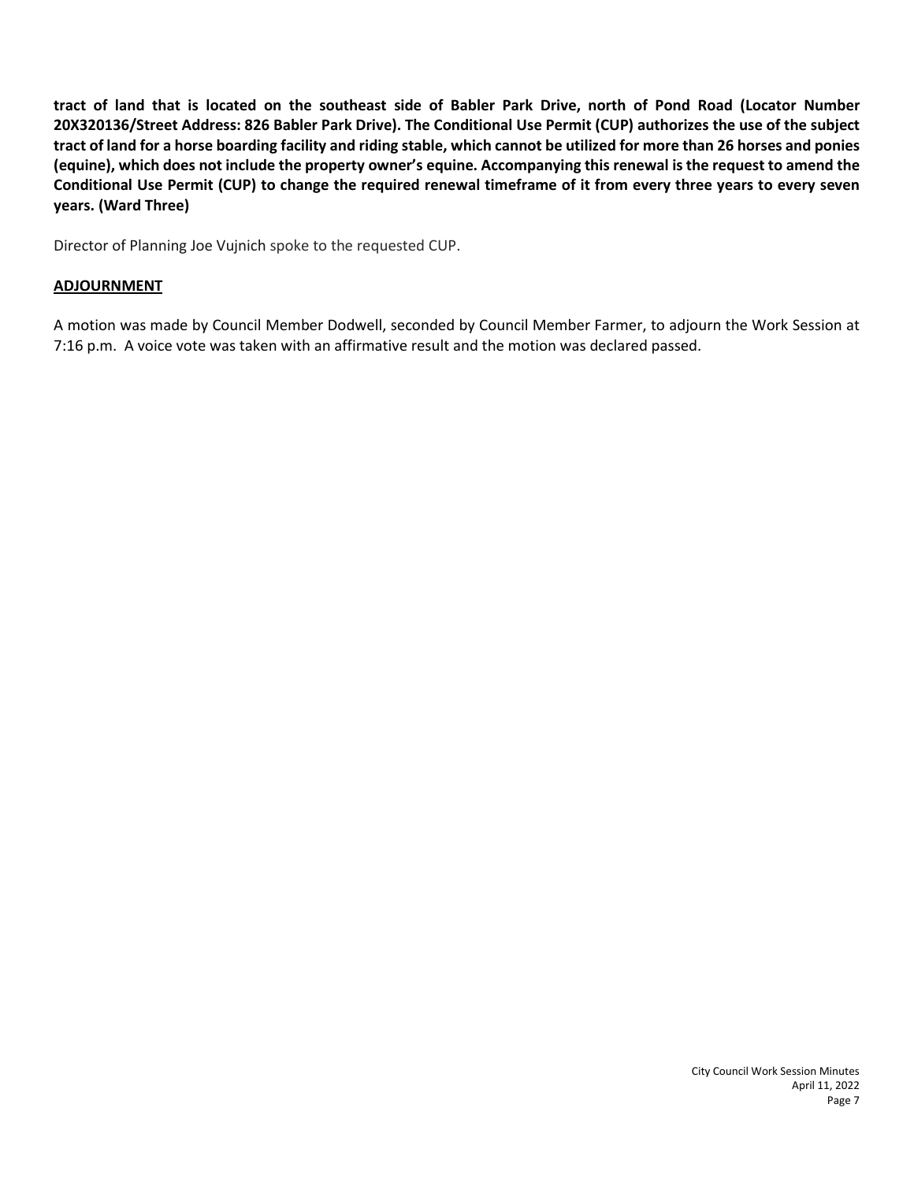**tract of land that is located on the southeast side of Babler Park Drive, north of Pond Road (Locator Number 20X320136/Street Address: 826 Babler Park Drive). The Conditional Use Permit (CUP) authorizes the use of the subject tract of land for a horse boarding facility and riding stable, which cannot be utilized for more than 26 horses and ponies (equine), which does not include the property owner's equine. Accompanying this renewal is the request to amend the Conditional Use Permit (CUP) to change the required renewal timeframe of it from every three years to every seven years. (Ward Three)**

Director of Planning Joe Vujnich spoke to the requested CUP.

## ADJOURNMENT

A motion was made by Council Member Dodwell, seconded by Council Member Farmer, to adjourn the Work Session at 7:16 p.m. A voice vote was taken with an affirmative result and the motion was declared passed.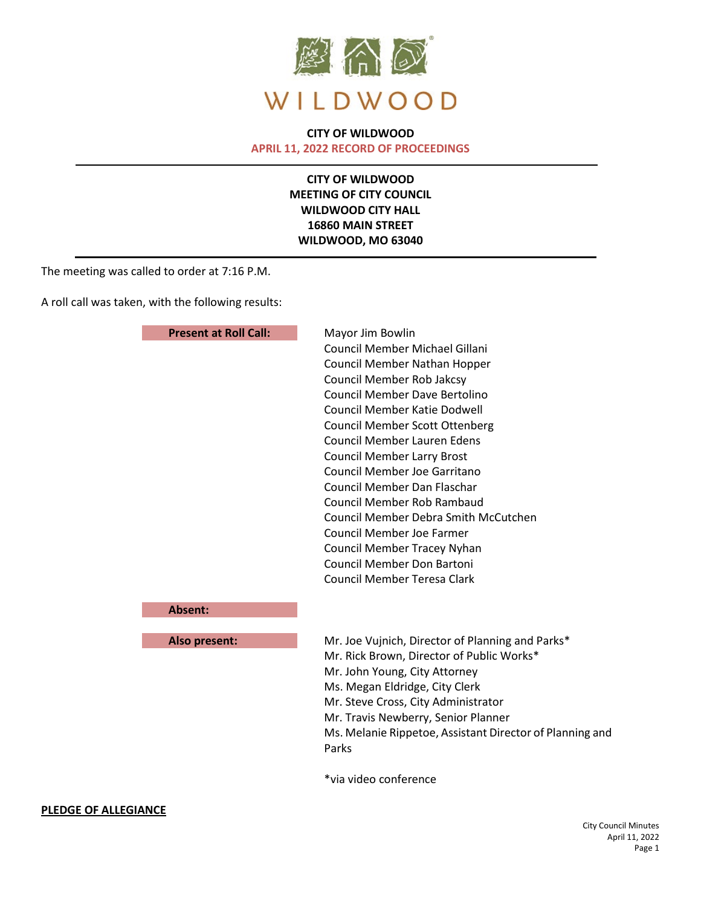WILDWOOD

**CITY OF WILDWOOD**
**APRIL 11, 2022 RECORD OF PROCEEDINGS**

---

**CITY OF WILDWOOD**
**MEETING OF CITY COUNCIL**
**WILDWOOD CITY HALL**
**16860 MAIN STREET**
**WILDWOOD, MO 63040**

---

The meeting was called to order at 7:16 P.M.

A roll call was taken, with the following results:

**Present at Roll Call:**

Mayor Jim Bowlin
Council Member Michael Gillani
Council Member Nathan Hopper
Council Member Rob Jakcsy
Council Member Dave Bertolino
Council Member Katie Dodwell
Council Member Scott Ottenberg
Council Member Lauren Edens
Council Member Larry Brost
Council Member Joe Garritano
Council Member Dan Flaschar
Council Member Rob Rambaud
Council Member Debra Smith McCutchen
Council Member Joe Farmer
Council Member Tracey Nyhan
Council Member Don Bartoni
Council Member Teresa Clark

**Absent:**

**Also present:**

Mr. Joe Vujnich, Director of Planning and Parks*
Mr. Rick Brown, Director of Public Works*
Mr. John Young, City Attorney
Ms. Megan Eldridge, City Clerk
Mr. Steve Cross, City Administrator
Mr. Travis Newberry, Senior Planner
Ms. Melanie Rippetoe, Assistant Director of Planning and Parks

*via video conference

**PLEDGE OF ALLEGIANCE**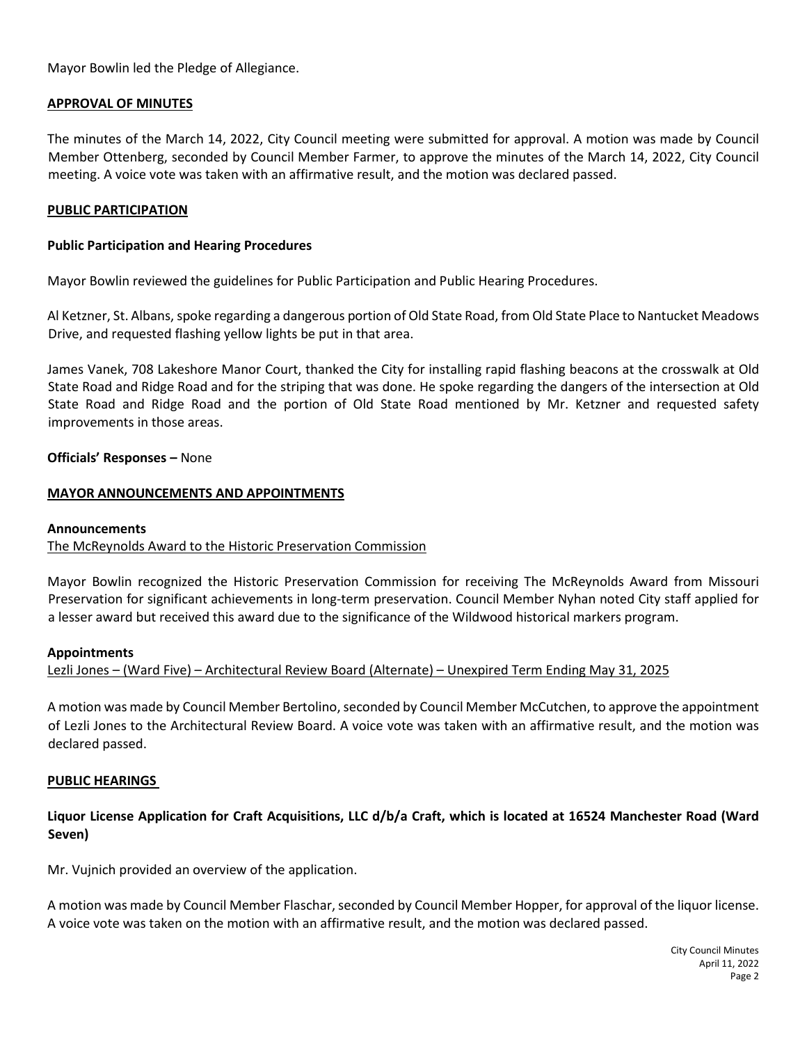Mayor Bowlin led the Pledge of Allegiance.

## APPROVAL OF MINUTES

The minutes of the March 14, 2022, City Council meeting were submitted for approval. A motion was made by Council Member Ottenberg, seconded by Council Member Farmer, to approve the minutes of the March 14, 2022, City Council meeting. A voice vote was taken with an affirmative result, and the motion was declared passed.

## PUBLIC PARTICIPATION

### Public Participation and Hearing Procedures

Mayor Bowlin reviewed the guidelines for Public Participation and Public Hearing Procedures.

Al Ketzner, St. Albans, spoke regarding a dangerous portion of Old State Road, from Old State Place to Nantucket Meadows Drive, and requested flashing yellow lights be put in that area.

James Vanek, 708 Lakeshore Manor Court, thanked the City for installing rapid flashing beacons at the crosswalk at Old State Road and Ridge Road and for the striping that was done. He spoke regarding the dangers of the intersection at Old State Road and Ridge Road and the portion of Old State Road mentioned by Mr. Ketzner and requested safety improvements in those areas.

**Officials' Responses –** None

## MAYOR ANNOUNCEMENTS AND APPOINTMENTS

### Announcements

The McReynolds Award to the Historic Preservation Commission

Mayor Bowlin recognized the Historic Preservation Commission for receiving The McReynolds Award from Missouri Preservation for significant achievements in long-term preservation. Council Member Nyhan noted City staff applied for a lesser award but received this award due to the significance of the Wildwood historical markers program.

### Appointments

Lezli Jones – (Ward Five) – Architectural Review Board (Alternate) – Unexpired Term Ending May 31, 2025

A motion was made by Council Member Bertolino, seconded by Council Member McCutchen, to approve the appointment of Lezli Jones to the Architectural Review Board. A voice vote was taken with an affirmative result, and the motion was declared passed.

## PUBLIC HEARINGS

### Liquor License Application for Craft Acquisitions, LLC d/b/a Craft, which is located at 16524 Manchester Road (Ward Seven)

Mr. Vujnich provided an overview of the application.

A motion was made by Council Member Flaschar, seconded by Council Member Hopper, for approval of the liquor license. A voice vote was taken on the motion with an affirmative result, and the motion was declared passed.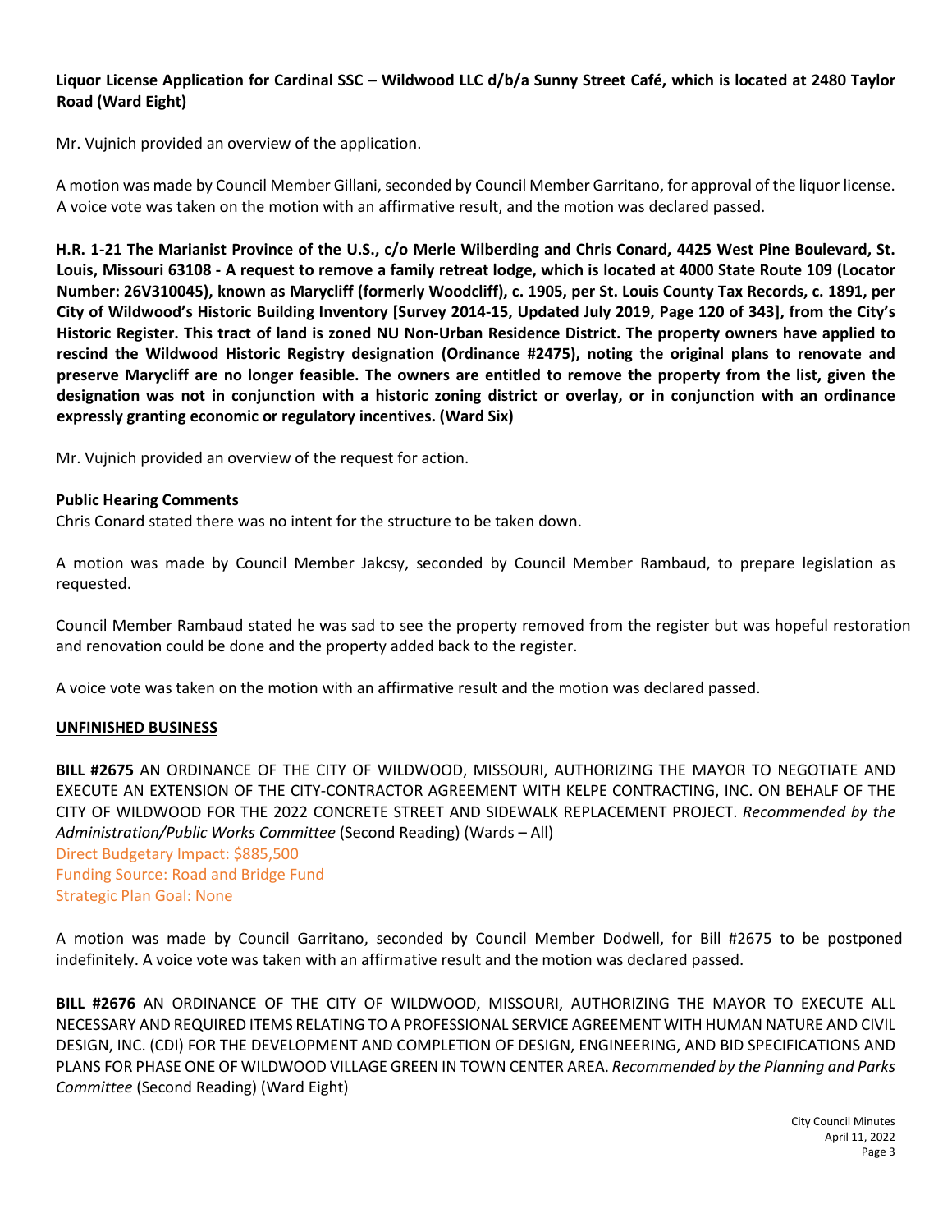**Liquor License Application for Cardinal SSC – Wildwood LLC d/b/a Sunny Street Café, which is located at 2480 Taylor Road (Ward Eight)**

Mr. Vujnich provided an overview of the application.

A motion was made by Council Member Gillani, seconded by Council Member Garritano, for approval of the liquor license. A voice vote was taken on the motion with an affirmative result, and the motion was declared passed.

**H.R. 1-21 The Marianist Province of the U.S., c/o Merle Wilberding and Chris Conard, 4425 West Pine Boulevard, St. Louis, Missouri 63108 - A request to remove a family retreat lodge, which is located at 4000 State Route 109 (Locator Number: 26V310045), known as Marycliff (formerly Woodcliff), c. 1905, per St. Louis County Tax Records, c. 1891, per City of Wildwood's Historic Building Inventory [Survey 2014-15, Updated July 2019, Page 120 of 343], from the City's Historic Register. This tract of land is zoned NU Non-Urban Residence District. The property owners have applied to rescind the Wildwood Historic Registry designation (Ordinance #2475), noting the original plans to renovate and preserve Marycliff are no longer feasible. The owners are entitled to remove the property from the list, given the designation was not in conjunction with a historic zoning district or overlay, or in conjunction with an ordinance expressly granting economic or regulatory incentives. (Ward Six)**

Mr. Vujnich provided an overview of the request for action.

**Public Hearing Comments**

Chris Conard stated there was no intent for the structure to be taken down.

A motion was made by Council Member Jakcsy, seconded by Council Member Rambaud, to prepare legislation as requested.

Council Member Rambaud stated he was sad to see the property removed from the register but was hopeful restoration and renovation could be done and the property added back to the register.

A voice vote was taken on the motion with an affirmative result and the motion was declared passed.

**UNFINISHED BUSINESS**

**BILL #2675** AN ORDINANCE OF THE CITY OF WILDWOOD, MISSOURI, AUTHORIZING THE MAYOR TO NEGOTIATE AND EXECUTE AN EXTENSION OF THE CITY-CONTRACTOR AGREEMENT WITH KELPE CONTRACTING, INC. ON BEHALF OF THE CITY OF WILDWOOD FOR THE 2022 CONCRETE STREET AND SIDEWALK REPLACEMENT PROJECT. *Recommended by the Administration/Public Works Committee* (Second Reading) (Wards – All)
Direct Budgetary Impact: $885,500
Funding Source: Road and Bridge Fund
Strategic Plan Goal: None

A motion was made by Council Garritano, seconded by Council Member Dodwell, for Bill #2675 to be postponed indefinitely. A voice vote was taken with an affirmative result and the motion was declared passed.

**BILL #2676** AN ORDINANCE OF THE CITY OF WILDWOOD, MISSOURI, AUTHORIZING THE MAYOR TO EXECUTE ALL NECESSARY AND REQUIRED ITEMS RELATING TO A PROFESSIONAL SERVICE AGREEMENT WITH HUMAN NATURE AND CIVIL DESIGN, INC. (CDI) FOR THE DEVELOPMENT AND COMPLETION OF DESIGN, ENGINEERING, AND BID SPECIFICATIONS AND PLANS FOR PHASE ONE OF WILDWOOD VILLAGE GREEN IN TOWN CENTER AREA. *Recommended by the Planning and Parks Committee* (Second Reading) (Ward Eight)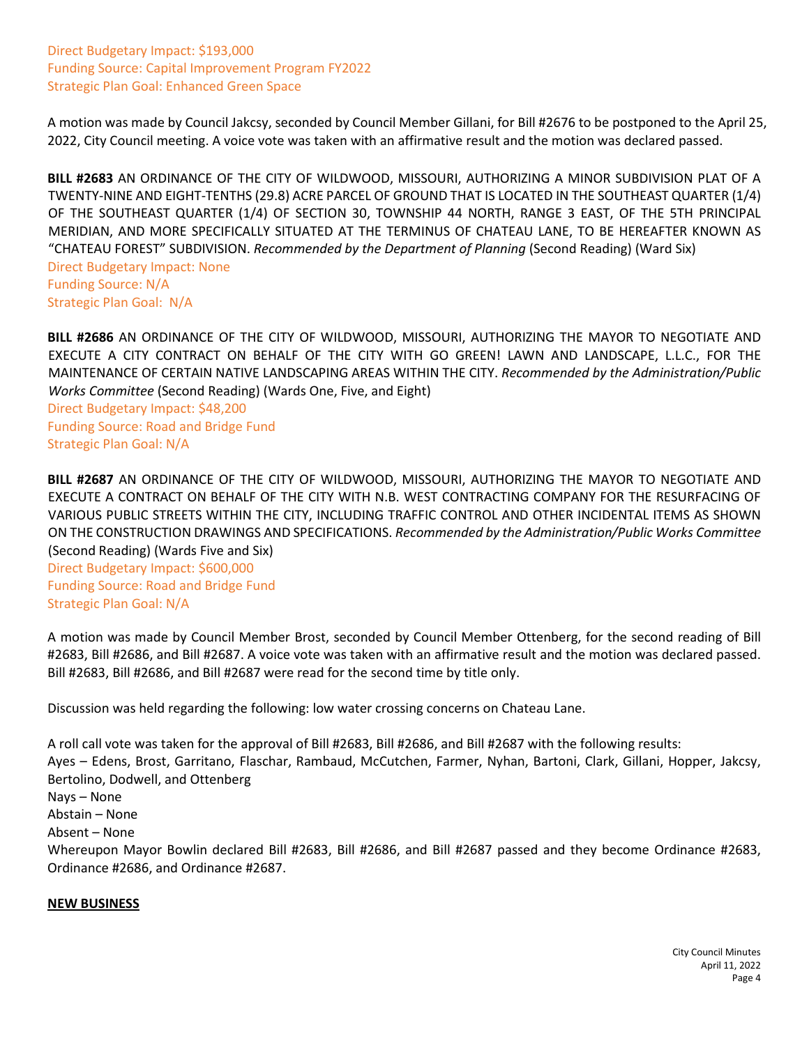Direct Budgetary Impact: $193,000
Funding Source: Capital Improvement Program FY2022
Strategic Plan Goal: Enhanced Green Space

A motion was made by Council Jakcsy, seconded by Council Member Gillani, for Bill #2676 to be postponed to the April 25, 2022, City Council meeting. A voice vote was taken with an affirmative result and the motion was declared passed.

**BILL #2683** AN ORDINANCE OF THE CITY OF WILDWOOD, MISSOURI, AUTHORIZING A MINOR SUBDIVISION PLAT OF A TWENTY-NINE AND EIGHT-TENTHS (29.8) ACRE PARCEL OF GROUND THAT IS LOCATED IN THE SOUTHEAST QUARTER (1/4) OF THE SOUTHEAST QUARTER (1/4) OF SECTION 30, TOWNSHIP 44 NORTH, RANGE 3 EAST, OF THE 5TH PRINCIPAL MERIDIAN, AND MORE SPECIFICALLY SITUATED AT THE TERMINUS OF CHATEAU LANE, TO BE HEREAFTER KNOWN AS "CHATEAU FOREST" SUBDIVISION. *Recommended by the Department of Planning* (Second Reading) (Ward Six)
Direct Budgetary Impact: None
Funding Source: N/A
Strategic Plan Goal: N/A

**BILL #2686** AN ORDINANCE OF THE CITY OF WILDWOOD, MISSOURI, AUTHORIZING THE MAYOR TO NEGOTIATE AND EXECUTE A CITY CONTRACT ON BEHALF OF THE CITY WITH GO GREEN! LAWN AND LANDSCAPE, L.L.C., FOR THE MAINTENANCE OF CERTAIN NATIVE LANDSCAPING AREAS WITHIN THE CITY. *Recommended by the Administration/Public Works Committee* (Second Reading) (Wards One, Five, and Eight)
Direct Budgetary Impact: $48,200
Funding Source: Road and Bridge Fund
Strategic Plan Goal: N/A

**BILL #2687** AN ORDINANCE OF THE CITY OF WILDWOOD, MISSOURI, AUTHORIZING THE MAYOR TO NEGOTIATE AND EXECUTE A CONTRACT ON BEHALF OF THE CITY WITH N.B. WEST CONTRACTING COMPANY FOR THE RESURFACING OF VARIOUS PUBLIC STREETS WITHIN THE CITY, INCLUDING TRAFFIC CONTROL AND OTHER INCIDENTAL ITEMS AS SHOWN ON THE CONSTRUCTION DRAWINGS AND SPECIFICATIONS. *Recommended by the Administration/Public Works Committee* (Second Reading) (Wards Five and Six)
Direct Budgetary Impact: $600,000
Funding Source: Road and Bridge Fund
Strategic Plan Goal: N/A

A motion was made by Council Member Brost, seconded by Council Member Ottenberg, for the second reading of Bill #2683, Bill #2686, and Bill #2687. A voice vote was taken with an affirmative result and the motion was declared passed. Bill #2683, Bill #2686, and Bill #2687 were read for the second time by title only.

Discussion was held regarding the following: low water crossing concerns on Chateau Lane.

A roll call vote was taken for the approval of Bill #2683, Bill #2686, and Bill #2687 with the following results:
Ayes – Edens, Brost, Garritano, Flaschar, Rambaud, McCutchen, Farmer, Nyhan, Bartoni, Clark, Gillani, Hopper, Jakcsy, Bertolino, Dodwell, and Ottenberg
Nays – None
Abstain – None
Absent – None
Whereupon Mayor Bowlin declared Bill #2683, Bill #2686, and Bill #2687 passed and they become Ordinance #2683, Ordinance #2686, and Ordinance #2687.

**NEW BUSINESS**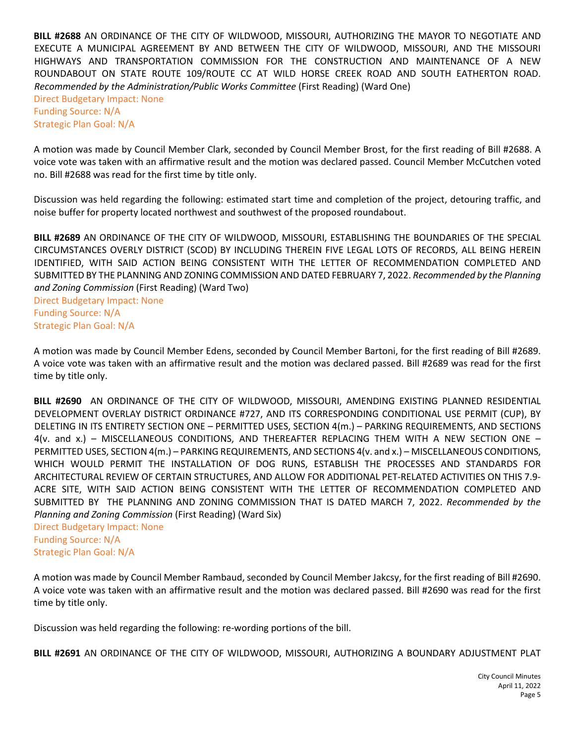**BILL #2688** AN ORDINANCE OF THE CITY OF WILDWOOD, MISSOURI, AUTHORIZING THE MAYOR TO NEGOTIATE AND EXECUTE A MUNICIPAL AGREEMENT BY AND BETWEEN THE CITY OF WILDWOOD, MISSOURI, AND THE MISSOURI HIGHWAYS AND TRANSPORTATION COMMISSION FOR THE CONSTRUCTION AND MAINTENANCE OF A NEW ROUNDABOUT ON STATE ROUTE 109/ROUTE CC AT WILD HORSE CREEK ROAD AND SOUTH EATHERTON ROAD. *Recommended by the Administration/Public Works Committee* (First Reading) (Ward One)
Direct Budgetary Impact: None
Funding Source: N/A
Strategic Plan Goal: N/A

A motion was made by Council Member Clark, seconded by Council Member Brost, for the first reading of Bill #2688. A voice vote was taken with an affirmative result and the motion was declared passed. Council Member McCutchen voted no. Bill #2688 was read for the first time by title only.

Discussion was held regarding the following: estimated start time and completion of the project, detouring traffic, and noise buffer for property located northwest and southwest of the proposed roundabout.

**BILL #2689** AN ORDINANCE OF THE CITY OF WILDWOOD, MISSOURI, ESTABLISHING THE BOUNDARIES OF THE SPECIAL CIRCUMSTANCES OVERLY DISTRICT (SCOD) BY INCLUDING THEREIN FIVE LEGAL LOTS OF RECORDS, ALL BEING HEREIN IDENTIFIED, WITH SAID ACTION BEING CONSISTENT WITH THE LETTER OF RECOMMENDATION COMPLETED AND SUBMITTED BY THE PLANNING AND ZONING COMMISSION AND DATED FEBRUARY 7, 2022. *Recommended by the Planning and Zoning Commission* (First Reading) (Ward Two)
Direct Budgetary Impact: None
Funding Source: N/A
Strategic Plan Goal: N/A

A motion was made by Council Member Edens, seconded by Council Member Bartoni, for the first reading of Bill #2689. A voice vote was taken with an affirmative result and the motion was declared passed. Bill #2689 was read for the first time by title only.

**BILL #2690** AN ORDINANCE OF THE CITY OF WILDWOOD, MISSOURI, AMENDING EXISTING PLANNED RESIDENTIAL DEVELOPMENT OVERLAY DISTRICT ORDINANCE #727, AND ITS CORRESPONDING CONDITIONAL USE PERMIT (CUP), BY DELETING IN ITS ENTIRETY SECTION ONE – PERMITTED USES, SECTION 4(m.) – PARKING REQUIREMENTS, AND SECTIONS 4(v. and x.) – MISCELLANEOUS CONDITIONS, AND THEREAFTER REPLACING THEM WITH A NEW SECTION ONE – PERMITTED USES, SECTION 4(m.) – PARKING REQUIREMENTS, AND SECTIONS 4(v. and x.) – MISCELLANEOUS CONDITIONS, WHICH WOULD PERMIT THE INSTALLATION OF DOG RUNS, ESTABLISH THE PROCESSES AND STANDARDS FOR ARCHITECTURAL REVIEW OF CERTAIN STRUCTURES, AND ALLOW FOR ADDITIONAL PET-RELATED ACTIVITIES ON THIS 7.9-ACRE SITE, WITH SAID ACTION BEING CONSISTENT WITH THE LETTER OF RECOMMENDATION COMPLETED AND SUBMITTED BY THE PLANNING AND ZONING COMMISSION THAT IS DATED MARCH 7, 2022. *Recommended by the Planning and Zoning Commission* (First Reading) (Ward Six)
Direct Budgetary Impact: None
Funding Source: N/A
Strategic Plan Goal: N/A

A motion was made by Council Member Rambaud, seconded by Council Member Jakcsy, for the first reading of Bill #2690. A voice vote was taken with an affirmative result and the motion was declared passed. Bill #2690 was read for the first time by title only.

Discussion was held regarding the following: re-wording portions of the bill.

**BILL #2691** AN ORDINANCE OF THE CITY OF WILDWOOD, MISSOURI, AUTHORIZING A BOUNDARY ADJUSTMENT PLAT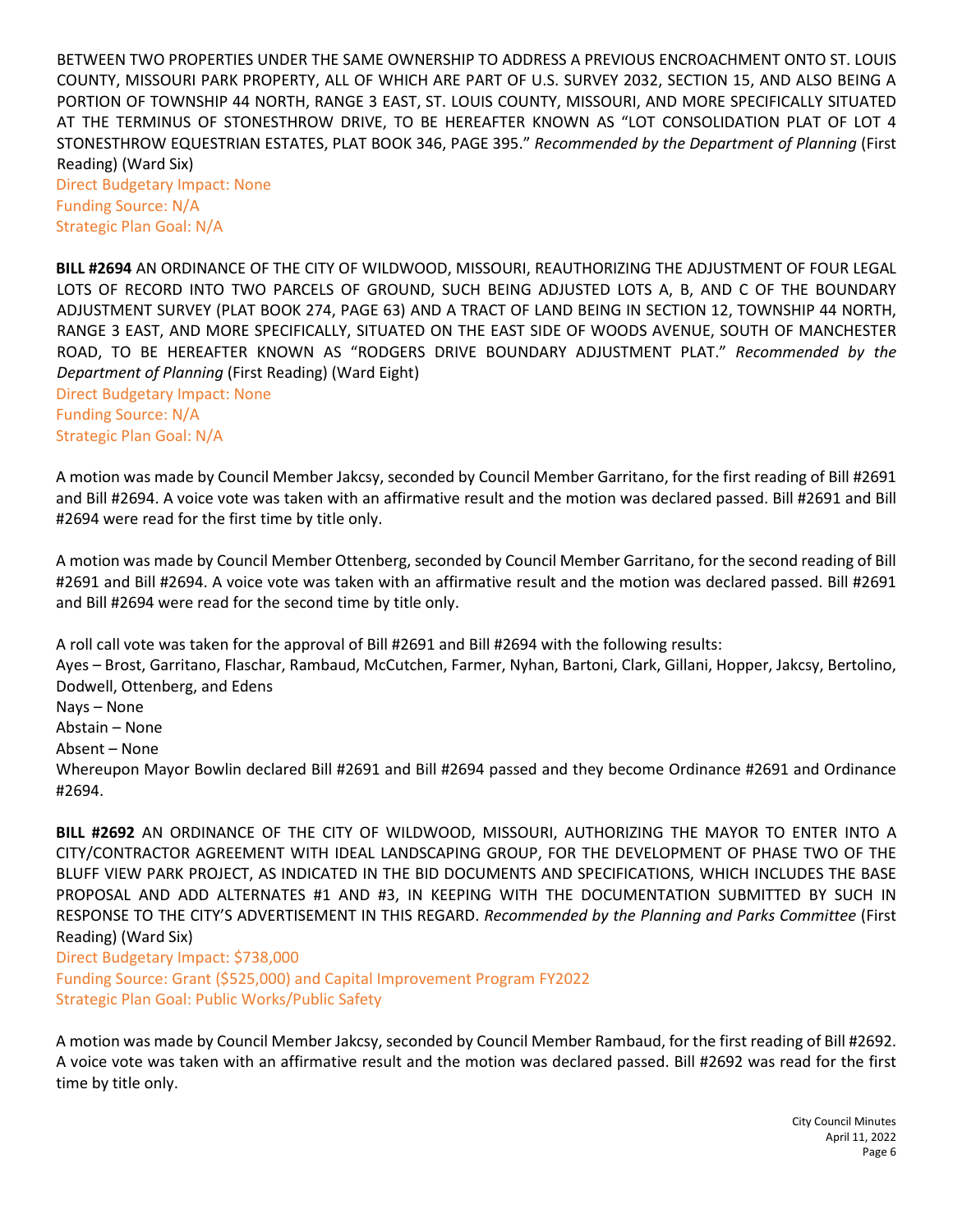BETWEEN TWO PROPERTIES UNDER THE SAME OWNERSHIP TO ADDRESS A PREVIOUS ENCROACHMENT ONTO ST. LOUIS COUNTY, MISSOURI PARK PROPERTY, ALL OF WHICH ARE PART OF U.S. SURVEY 2032, SECTION 15, AND ALSO BEING A PORTION OF TOWNSHIP 44 NORTH, RANGE 3 EAST, ST. LOUIS COUNTY, MISSOURI, AND MORE SPECIFICALLY SITUATED AT THE TERMINUS OF STONESTHROW DRIVE, TO BE HEREAFTER KNOWN AS "LOT CONSOLIDATION PLAT OF LOT 4 STONESTHROW EQUESTRIAN ESTATES, PLAT BOOK 346, PAGE 395." *Recommended by the Department of Planning* (First Reading) (Ward Six)
Direct Budgetary Impact: None
Funding Source: N/A
Strategic Plan Goal: N/A

**BILL #2694** AN ORDINANCE OF THE CITY OF WILDWOOD, MISSOURI, REAUTHORIZING THE ADJUSTMENT OF FOUR LEGAL LOTS OF RECORD INTO TWO PARCELS OF GROUND, SUCH BEING ADJUSTED LOTS A, B, AND C OF THE BOUNDARY ADJUSTMENT SURVEY (PLAT BOOK 274, PAGE 63) AND A TRACT OF LAND BEING IN SECTION 12, TOWNSHIP 44 NORTH, RANGE 3 EAST, AND MORE SPECIFICALLY, SITUATED ON THE EAST SIDE OF WOODS AVENUE, SOUTH OF MANCHESTER ROAD, TO BE HEREAFTER KNOWN AS "RODGERS DRIVE BOUNDARY ADJUSTMENT PLAT." *Recommended by the Department of Planning* (First Reading) (Ward Eight)
Direct Budgetary Impact: None
Funding Source: N/A
Strategic Plan Goal: N/A

A motion was made by Council Member Jakcsy, seconded by Council Member Garritano, for the first reading of Bill #2691 and Bill #2694. A voice vote was taken with an affirmative result and the motion was declared passed. Bill #2691 and Bill #2694 were read for the first time by title only.

A motion was made by Council Member Ottenberg, seconded by Council Member Garritano, for the second reading of Bill #2691 and Bill #2694. A voice vote was taken with an affirmative result and the motion was declared passed. Bill #2691 and Bill #2694 were read for the second time by title only.

A roll call vote was taken for the approval of Bill #2691 and Bill #2694 with the following results:
Ayes – Brost, Garritano, Flaschar, Rambaud, McCutchen, Farmer, Nyhan, Bartoni, Clark, Gillani, Hopper, Jakcsy, Bertolino, Dodwell, Ottenberg, and Edens
Nays – None
Abstain – None
Absent – None
Whereupon Mayor Bowlin declared Bill #2691 and Bill #2694 passed and they become Ordinance #2691 and Ordinance #2694.

**BILL #2692** AN ORDINANCE OF THE CITY OF WILDWOOD, MISSOURI, AUTHORIZING THE MAYOR TO ENTER INTO A CITY/CONTRACTOR AGREEMENT WITH IDEAL LANDSCAPING GROUP, FOR THE DEVELOPMENT OF PHASE TWO OF THE BLUFF VIEW PARK PROJECT, AS INDICATED IN THE BID DOCUMENTS AND SPECIFICATIONS, WHICH INCLUDES THE BASE PROPOSAL AND ADD ALTERNATES #1 AND #3, IN KEEPING WITH THE DOCUMENTATION SUBMITTED BY SUCH IN RESPONSE TO THE CITY'S ADVERTISEMENT IN THIS REGARD. *Recommended by the Planning and Parks Committee* (First Reading) (Ward Six)
Direct Budgetary Impact: $738,000
Funding Source: Grant ($525,000) and Capital Improvement Program FY2022
Strategic Plan Goal: Public Works/Public Safety

A motion was made by Council Member Jakcsy, seconded by Council Member Rambaud, for the first reading of Bill #2692. A voice vote was taken with an affirmative result and the motion was declared passed. Bill #2692 was read for the first time by title only.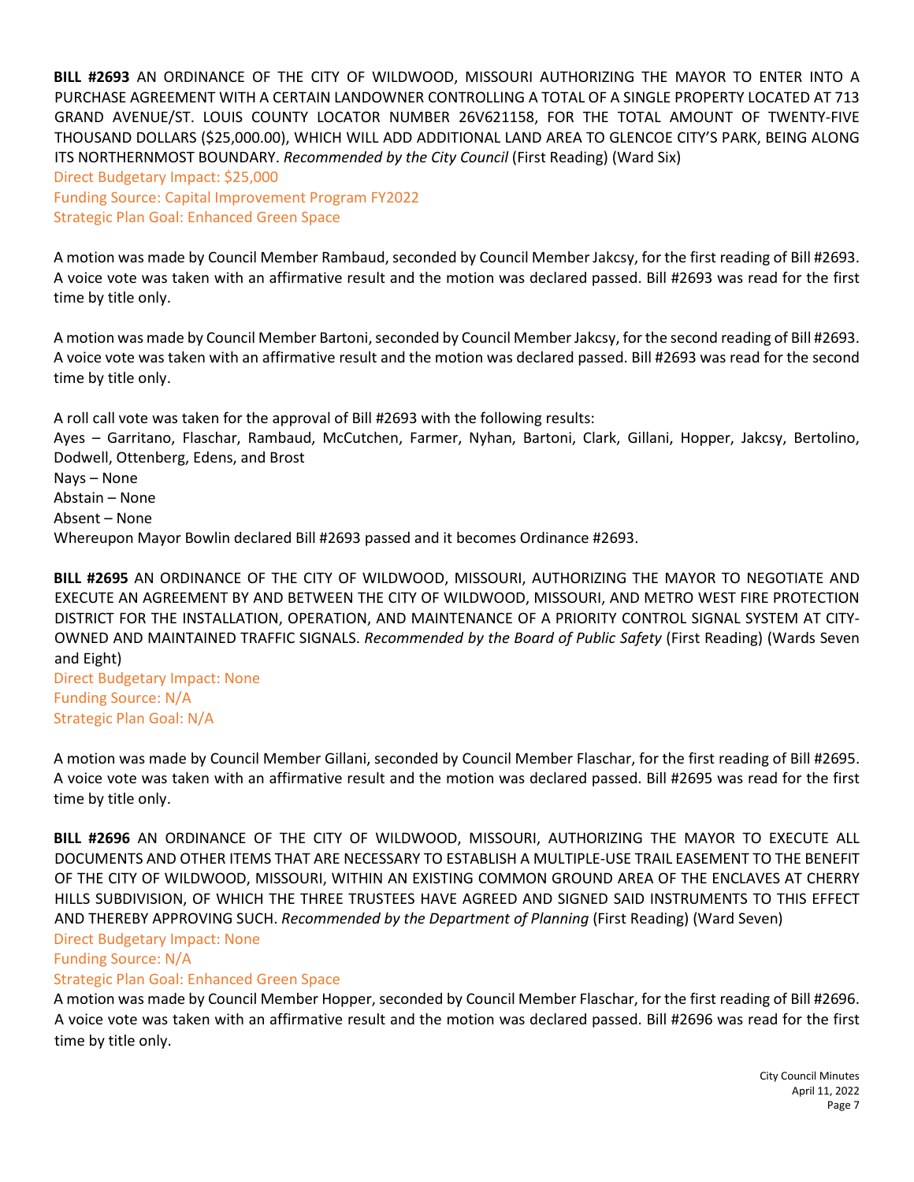**BILL #2693** AN ORDINANCE OF THE CITY OF WILDWOOD, MISSOURI AUTHORIZING THE MAYOR TO ENTER INTO A PURCHASE AGREEMENT WITH A CERTAIN LANDOWNER CONTROLLING A TOTAL OF A SINGLE PROPERTY LOCATED AT 713 GRAND AVENUE/ST. LOUIS COUNTY LOCATOR NUMBER 26V621158, FOR THE TOTAL AMOUNT OF TWENTY-FIVE THOUSAND DOLLARS ($25,000.00), WHICH WILL ADD ADDITIONAL LAND AREA TO GLENCOE CITY'S PARK, BEING ALONG ITS NORTHERNMOST BOUNDARY. *Recommended by the City Council* (First Reading) (Ward Six)
Direct Budgetary Impact: $25,000
Funding Source: Capital Improvement Program FY2022
Strategic Plan Goal: Enhanced Green Space

A motion was made by Council Member Rambaud, seconded by Council Member Jakcsy, for the first reading of Bill #2693. A voice vote was taken with an affirmative result and the motion was declared passed. Bill #2693 was read for the first time by title only.

A motion was made by Council Member Bartoni, seconded by Council Member Jakcsy, for the second reading of Bill #2693. A voice vote was taken with an affirmative result and the motion was declared passed. Bill #2693 was read for the second time by title only.

A roll call vote was taken for the approval of Bill #2693 with the following results:
Ayes – Garritano, Flaschar, Rambaud, McCutchen, Farmer, Nyhan, Bartoni, Clark, Gillani, Hopper, Jakcsy, Bertolino, Dodwell, Ottenberg, Edens, and Brost
Nays – None
Abstain – None
Absent – None
Whereupon Mayor Bowlin declared Bill #2693 passed and it becomes Ordinance #2693.

**BILL #2695** AN ORDINANCE OF THE CITY OF WILDWOOD, MISSOURI, AUTHORIZING THE MAYOR TO NEGOTIATE AND EXECUTE AN AGREEMENT BY AND BETWEEN THE CITY OF WILDWOOD, MISSOURI, AND METRO WEST FIRE PROTECTION DISTRICT FOR THE INSTALLATION, OPERATION, AND MAINTENANCE OF A PRIORITY CONTROL SIGNAL SYSTEM AT CITY-OWNED AND MAINTAINED TRAFFIC SIGNALS. *Recommended by the Board of Public Safety* (First Reading) (Wards Seven and Eight)
Direct Budgetary Impact: None
Funding Source: N/A
Strategic Plan Goal: N/A

A motion was made by Council Member Gillani, seconded by Council Member Flaschar, for the first reading of Bill #2695. A voice vote was taken with an affirmative result and the motion was declared passed. Bill #2695 was read for the first time by title only.

**BILL #2696** AN ORDINANCE OF THE CITY OF WILDWOOD, MISSOURI, AUTHORIZING THE MAYOR TO EXECUTE ALL DOCUMENTS AND OTHER ITEMS THAT ARE NECESSARY TO ESTABLISH A MULTIPLE-USE TRAIL EASEMENT TO THE BENEFIT OF THE CITY OF WILDWOOD, MISSOURI, WITHIN AN EXISTING COMMON GROUND AREA OF THE ENCLAVES AT CHERRY HILLS SUBDIVISION, OF WHICH THE THREE TRUSTEES HAVE AGREED AND SIGNED SAID INSTRUMENTS TO THIS EFFECT AND THEREBY APPROVING SUCH. *Recommended by the Department of Planning* (First Reading) (Ward Seven)
Direct Budgetary Impact: None
Funding Source: N/A
Strategic Plan Goal: Enhanced Green Space
A motion was made by Council Member Hopper, seconded by Council Member Flaschar, for the first reading of Bill #2696. A voice vote was taken with an affirmative result and the motion was declared passed. Bill #2696 was read for the first time by title only.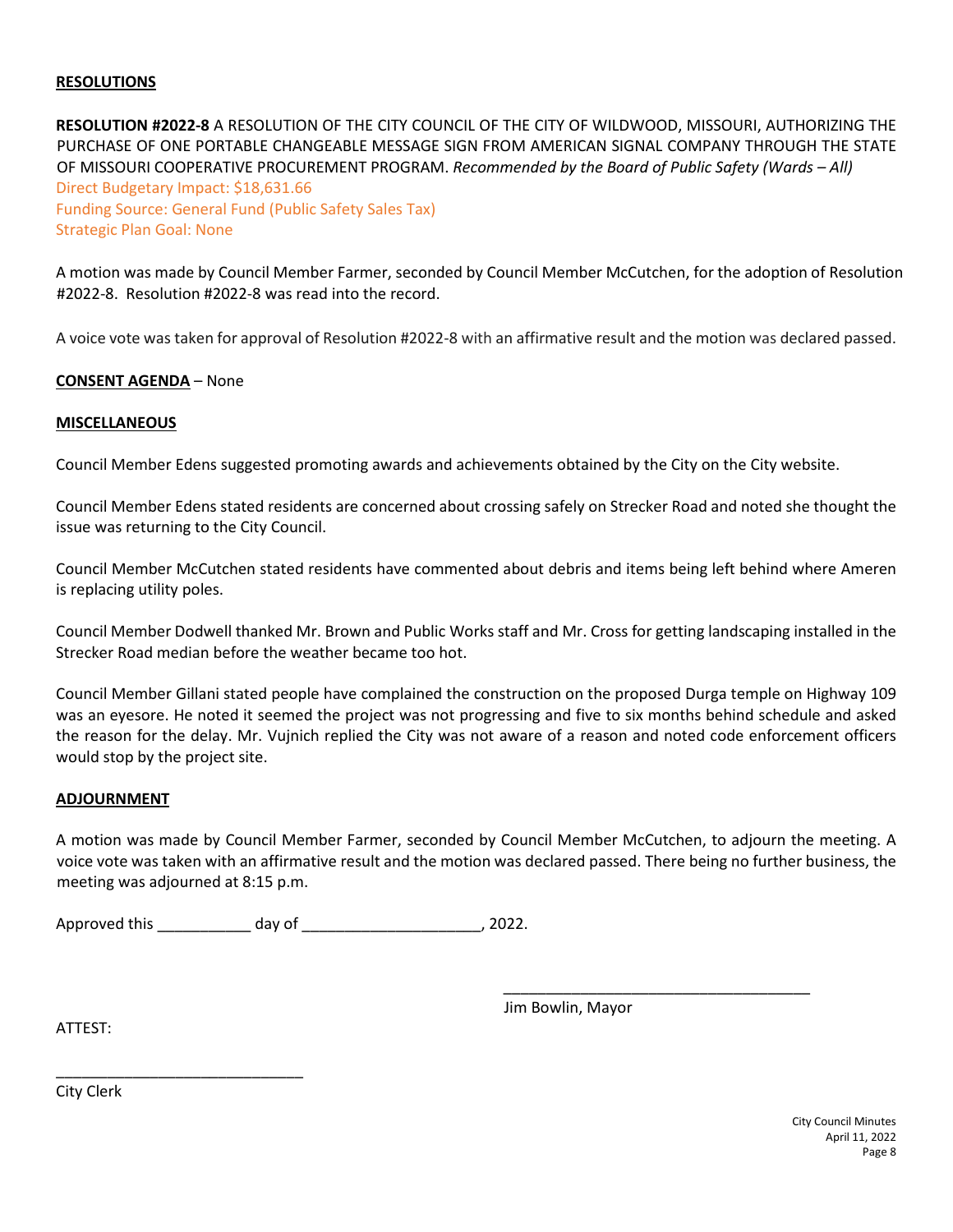**RESOLUTIONS**

**RESOLUTION #2022-8** A RESOLUTION OF THE CITY COUNCIL OF THE CITY OF WILDWOOD, MISSOURI, AUTHORIZING THE PURCHASE OF ONE PORTABLE CHANGEABLE MESSAGE SIGN FROM AMERICAN SIGNAL COMPANY THROUGH THE STATE OF MISSOURI COOPERATIVE PROCUREMENT PROGRAM. *Recommended by the Board of Public Safety (Wards – All)*
Direct Budgetary Impact: $18,631.66
Funding Source: General Fund (Public Safety Sales Tax)
Strategic Plan Goal: None

A motion was made by Council Member Farmer, seconded by Council Member McCutchen, for the adoption of Resolution #2022-8. Resolution #2022-8 was read into the record.

A voice vote was taken for approval of Resolution #2022-8 with an affirmative result and the motion was declared passed.

**CONSENT AGENDA** – None

**MISCELLANEOUS**

Council Member Edens suggested promoting awards and achievements obtained by the City on the City website.

Council Member Edens stated residents are concerned about crossing safely on Strecker Road and noted she thought the issue was returning to the City Council.

Council Member McCutchen stated residents have commented about debris and items being left behind where Ameren is replacing utility poles.

Council Member Dodwell thanked Mr. Brown and Public Works staff and Mr. Cross for getting landscaping installed in the Strecker Road median before the weather became too hot.

Council Member Gillani stated people have complained the construction on the proposed Durga temple on Highway 109 was an eyesore. He noted it seemed the project was not progressing and five to six months behind schedule and asked the reason for the delay. Mr. Vujnich replied the City was not aware of a reason and noted code enforcement officers would stop by the project site.

**ADJOURNMENT**

A motion was made by Council Member Farmer, seconded by Council Member McCutchen, to adjourn the meeting. A voice vote was taken with an affirmative result and the motion was declared passed. There being no further business, the meeting was adjourned at 8:15 p.m.

Approved this ___________ day of _____________________, 2022.

_____________________________________
Jim Bowlin, Mayor

ATTEST:

_____________________________
City Clerk